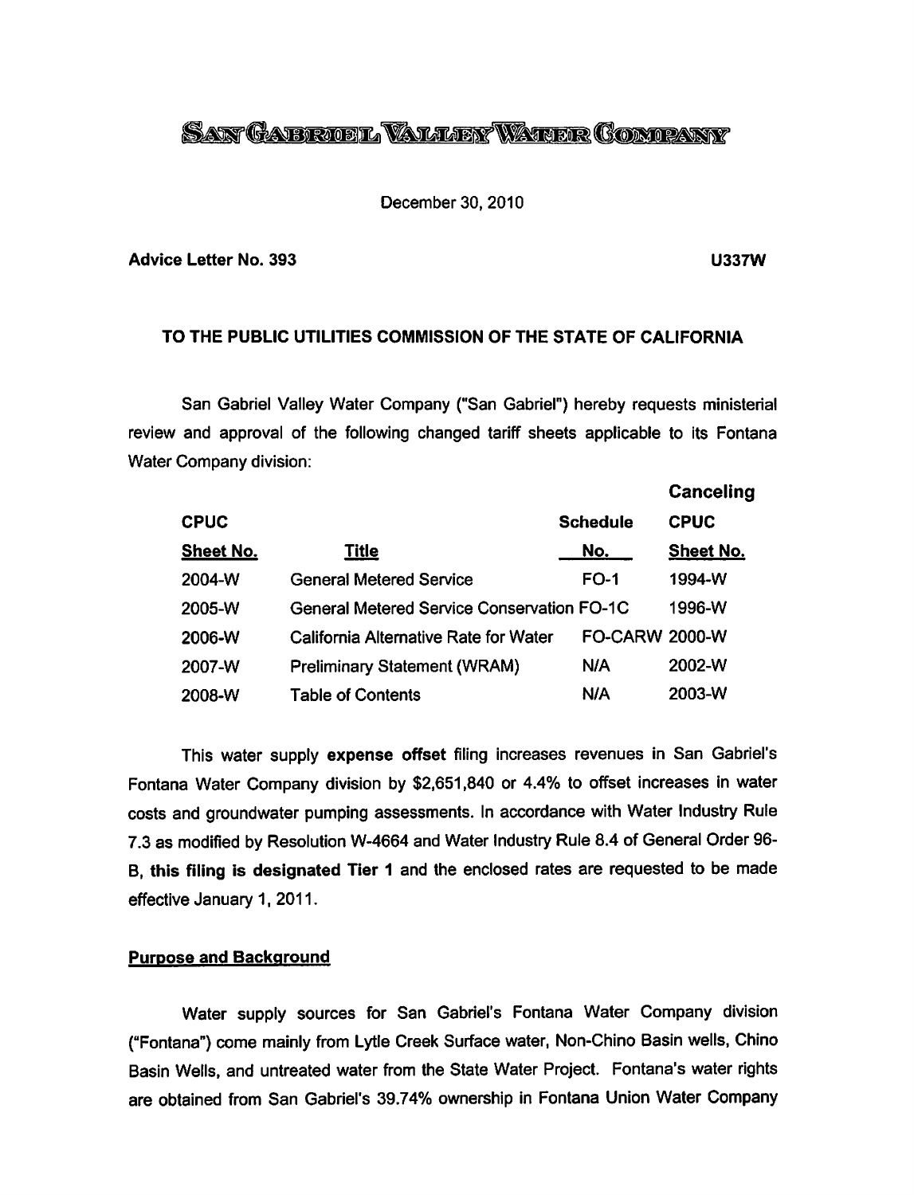# SAN GABRIEL VALLEY WATER COMPANY

December 30, 2010

**Advice Letter No. 393** **U337W**

**TO THE PUBLIC UTILITIES COMMISSION OF THE STATE OF CALIFORNIA**

San Gabriel Valley Water Company ("San Gabriel") hereby requests ministerial review and approval of the following changed tariff sheets applicable to its Fontana Water Company division:

| CPUC Sheet No. | Title | Schedule No. | Canceling CPUC Sheet No. |
|---|---|---|---|
| 2004-W | General Metered Service | FO-1 | 1994-W |
| 2005-W | General Metered Service Conservation | FO-1C | 1996-W |
| 2006-W | California Alternative Rate for Water | FO-CARW | 2000-W |
| 2007-W | Preliminary Statement (WRAM) | N/A | 2002-W |
| 2008-W | Table of Contents | N/A | 2003-W |

This water supply **expense offset** filing increases revenues in San Gabriel's Fontana Water Company division by $2,651,840 or 4.4% to offset increases in water costs and groundwater pumping assessments. In accordance with Water Industry Rule 7.3 as modified by Resolution W-4664 and Water Industry Rule 8.4 of General Order 96-B, **this filing is designated Tier 1** and the enclosed rates are requested to be made effective January 1, 2011.

## Purpose and Background

Water supply sources for San Gabriel's Fontana Water Company division ("Fontana") come mainly from Lytle Creek Surface water, Non-Chino Basin wells, Chino Basin Wells, and untreated water from the State Water Project. Fontana's water rights are obtained from San Gabriel's 39.74% ownership in Fontana Union Water Company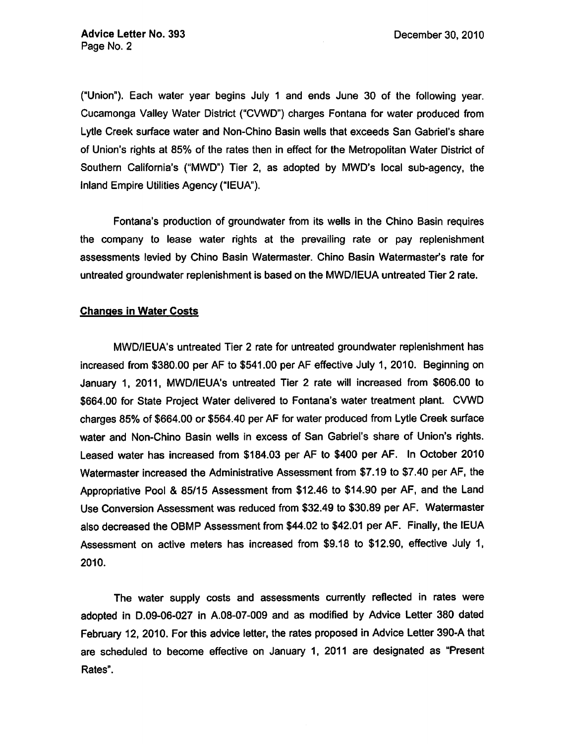("Union"). Each water year begins July 1 and ends June 30 of the following year. Cucamonga Valley Water District ("CVWD") charges Fontana for water produced from Lytle Creek surface water and Non-Chino Basin wells that exceeds San Gabriel's share of Union's rights at 85% of the rates then in effect for the Metropolitan Water District of Southern California's ("MWD") Tier 2, as adopted by MWD's local sub-agency, the Inland Empire Utilities Agency ("IEUA").

Fontana's production of groundwater from its wells in the Chino Basin requires the company to lease water rights at the prevailing rate or pay replenishment assessments levied by Chino Basin Watermaster. Chino Basin Watermaster's rate for untreated groundwater replenishment is based on the MWD/IEUA untreated Tier 2 rate.

## Changes in Water Costs

MWD/IEUA's untreated Tier 2 rate for untreated groundwater replenishment has increased from \$380.00 per AF to \$541.00 per AF effective July 1, 2010. Beginning on January 1, 2011, MWD/IEUA's untreated Tier 2 rate will increased from \$606.00 to \$664.00 for State Project Water delivered to Fontana's water treatment plant. CVWD charges 85% of \$664.00 or \$564.40 per AF for water produced from Lytle Creek surface water and Non-Chino Basin wells in excess of San Gabriel's share of Union's rights. Leased water has increased from \$184.03 per AF to \$400 per AF. In October 2010 Watermaster increased the Administrative Assessment from \$7.19 to \$7.40 per AF, the Appropriative Pool & 85/15 Assessment from \$12.46 to \$14.90 per AF, and the Land Use Conversion Assessment was reduced from \$32.49 to \$30.89 per AF. Watermaster also decreased the OBMP Assessment from \$44.02 to \$42.01 per AF. Finally, the IEUA Assessment on active meters has increased from \$9.18 to \$12.90, effective July 1, 2010.

The water supply costs and assessments currently reflected in rates were adopted in D.09-06-027 in A.08-07-009 and as modified by Advice Letter 380 dated February 12, 2010. For this advice letter, the rates proposed in Advice Letter 390-A that are scheduled to become effective on January 1, 2011 are designated as "Present Rates".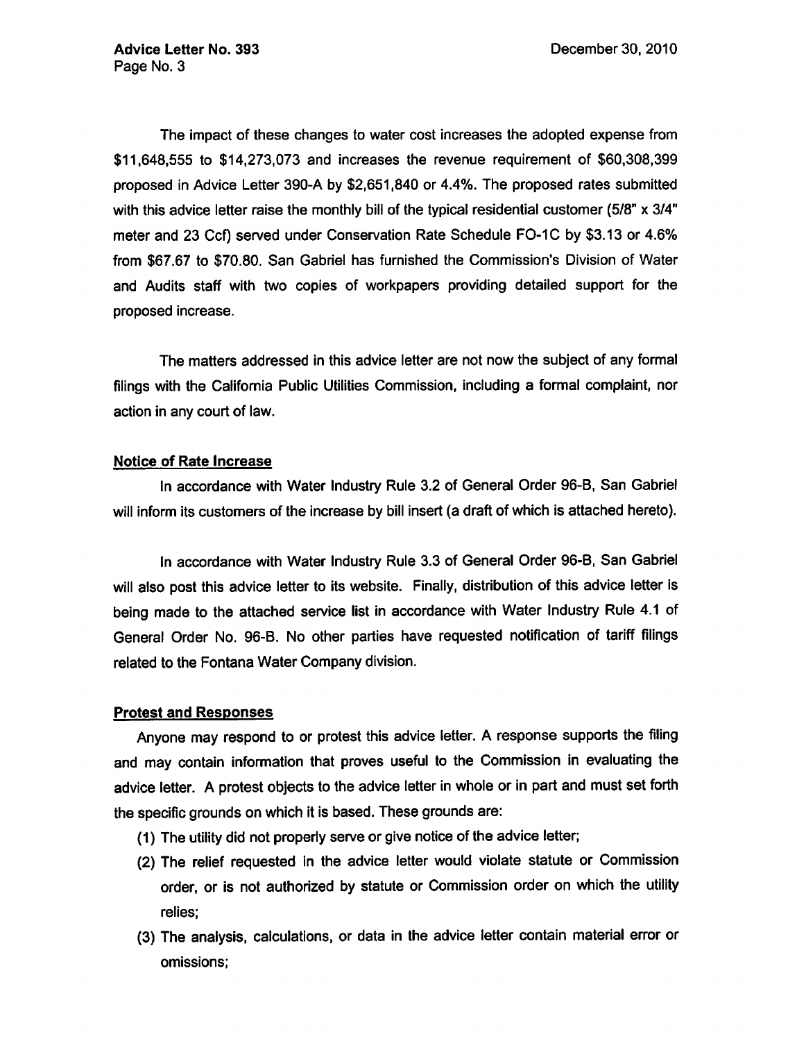The impact of these changes to water cost increases the adopted expense from $11,648,555 to $14,273,073 and increases the revenue requirement of $60,308,399 proposed in Advice Letter 390-A by $2,651,840 or 4.4%. The proposed rates submitted with this advice letter raise the monthly bill of the typical residential customer (5/8" x 3/4" meter and 23 Ccf) served under Conservation Rate Schedule FO-1C by $3.13 or 4.6% from $67.67 to $70.80. San Gabriel has furnished the Commission's Division of Water and Audits staff with two copies of workpapers providing detailed support for the proposed increase.

The matters addressed in this advice letter are not now the subject of any formal filings with the California Public Utilities Commission, including a formal complaint, nor action in any court of law.

## Notice of Rate Increase

In accordance with Water Industry Rule 3.2 of General Order 96-B, San Gabriel will inform its customers of the increase by bill insert (a draft of which is attached hereto).

In accordance with Water Industry Rule 3.3 of General Order 96-B, San Gabriel will also post this advice letter to its website. Finally, distribution of this advice letter is being made to the attached service list in accordance with Water Industry Rule 4.1 of General Order No. 96-B. No other parties have requested notification of tariff filings related to the Fontana Water Company division.

## Protest and Responses

Anyone may respond to or protest this advice letter. A response supports the filing and may contain information that proves useful to the Commission in evaluating the advice letter. A protest objects to the advice letter in whole or in part and must set forth the specific grounds on which it is based. These grounds are:

(1) The utility did not properly serve or give notice of the advice letter;

(2) The relief requested in the advice letter would violate statute or Commission order, or is not authorized by statute or Commission order on which the utility relies;

(3) The analysis, calculations, or data in the advice letter contain material error or omissions;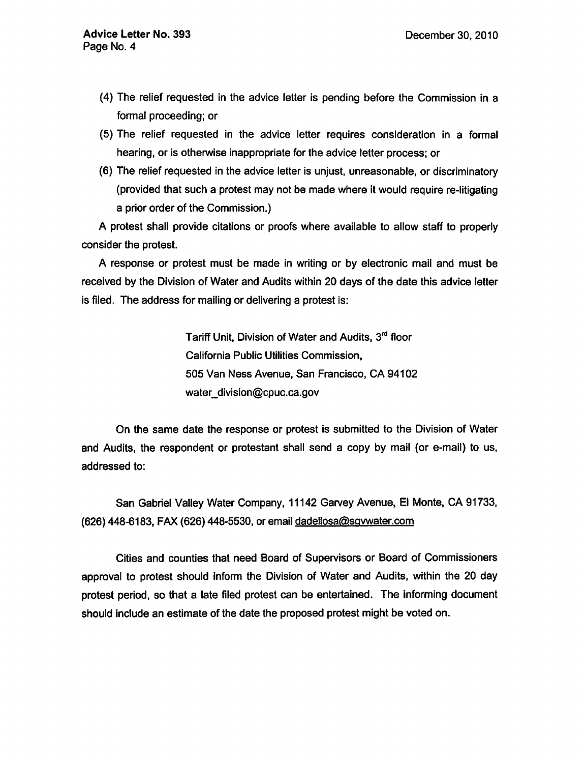(4) The relief requested in the advice letter is pending before the Commission in a formal proceeding; or

(5) The relief requested in the advice letter requires consideration in a formal hearing, or is otherwise inappropriate for the advice letter process; or

(6) The relief requested in the advice letter is unjust, unreasonable, or discriminatory (provided that such a protest may not be made where it would require re-litigating a prior order of the Commission.)

A protest shall provide citations or proofs where available to allow staff to properly consider the protest.

A response or protest must be made in writing or by electronic mail and must be received by the Division of Water and Audits within 20 days of the date this advice letter is filed. The address for mailing or delivering a protest is:

> Tariff Unit, Division of Water and Audits, 3rd floor
> California Public Utilities Commission,
> 505 Van Ness Avenue, San Francisco, CA 94102
> water_division@cpuc.ca.gov

On the same date the response or protest is submitted to the Division of Water and Audits, the respondent or protestant shall send a copy by mail (or e-mail) to us, addressed to:

San Gabriel Valley Water Company, 11142 Garvey Avenue, El Monte, CA 91733, (626) 448-6183, FAX (626) 448-5530, or email dadellosa@sgvwater.com

Cities and counties that need Board of Supervisors or Board of Commissioners approval to protest should inform the Division of Water and Audits, within the 20 day protest period, so that a late filed protest can be entertained. The informing document should include an estimate of the date the proposed protest might be voted on.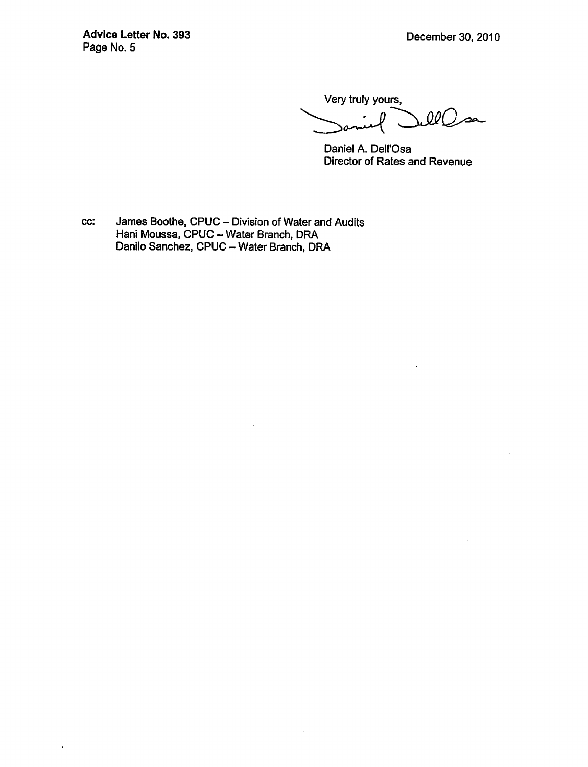Very truly yours,

Daniel A. Dell'Osa
Director of Rates and Revenue

cc: James Boothe, CPUC – Division of Water and Audits
Hani Moussa, CPUC – Water Branch, DRA
Danilo Sanchez, CPUC – Water Branch, DRA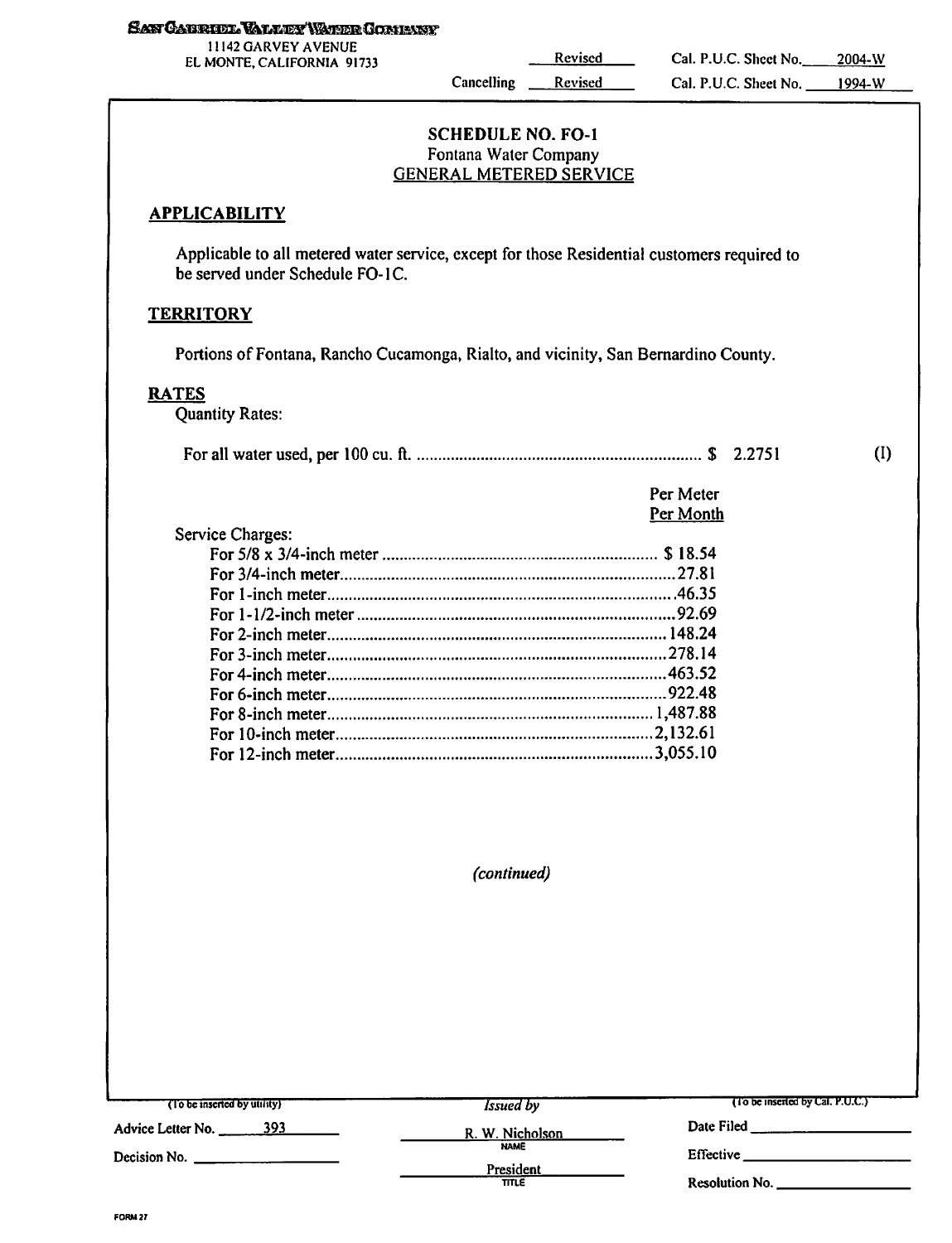SAN GABRIEL VALLEY WATER COMPANY
11142 GARVEY AVENUE
EL MONTE, CALIFORNIA 91733

Revised Cal. P.U.C. Sheet No. 2004-W
Cancelling Revised Cal. P.U.C. Sheet No. 1994-W

## SCHEDULE NO. FO-1
Fontana Water Company
GENERAL METERED SERVICE

### APPLICABILITY

Applicable to all metered water service, except for those Residential customers required to be served under Schedule FO-1C.

### TERRITORY

Portions of Fontana, Rancho Cucamonga, Rialto, and vicinity, San Bernardino County.

### RATES

Quantity Rates:

For all water used, per 100 cu. ft. .................................................... $ 2.2751 (I)

Service Charges:

| Meter Size | Per Meter Per Month |
|---|---|
| For 5/8 x 3/4-inch meter | $ 18.54 |
| For 3/4-inch meter | 27.81 |
| For 1-inch meter | 46.35 |
| For 1-1/2-inch meter | 92.69 |
| For 2-inch meter | 148.24 |
| For 3-inch meter | 278.14 |
| For 4-inch meter | 463.52 |
| For 6-inch meter | 922.48 |
| For 8-inch meter | 1,487.88 |
| For 10-inch meter | 2,132.61 |
| For 12-inch meter | 3,055.10 |

*(continued)*

(To be inserted by utility)
Advice Letter No. 393
Decision No.

Issued by
R. W. Nicholson
NAME
President
TITLE

(To be inserted by Cal. P.U.C.)
Date Filed
Effective
Resolution No.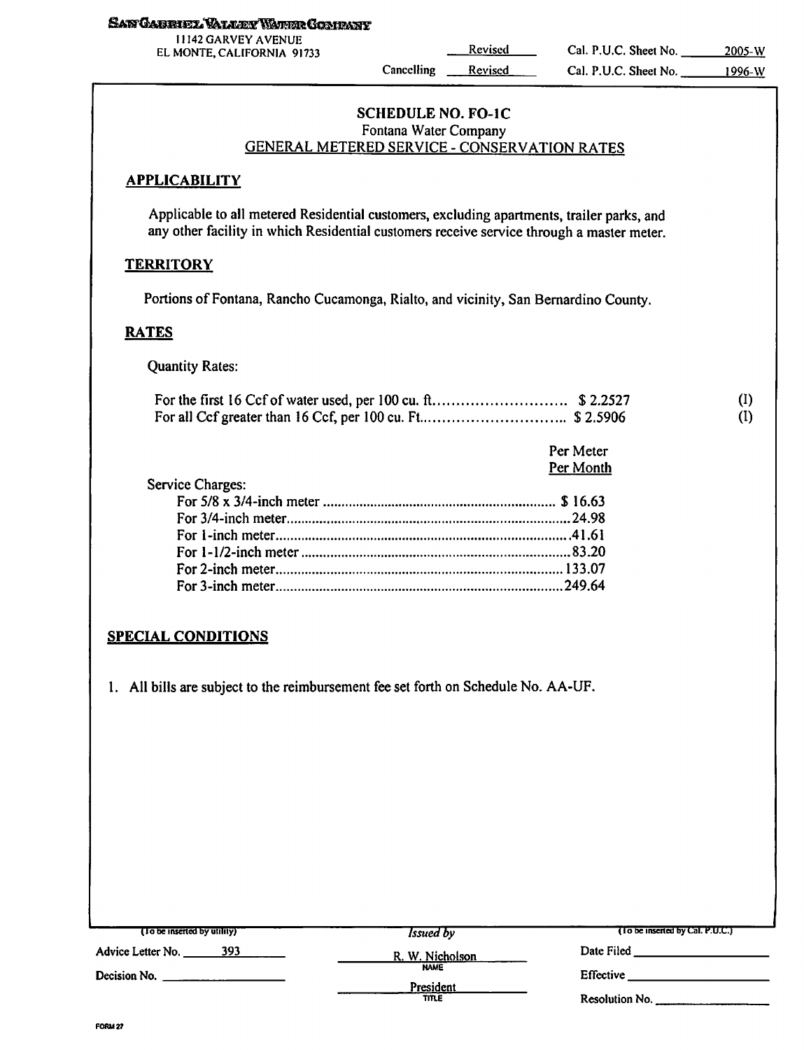SAN GABRIEL VALLEY WATER COMPANY
11142 GARVEY AVENUE
EL MONTE, CALIFORNIA 91733

| | | | |
|---|---|---|---|
| | Revised | Cal. P.U.C. Sheet No. | 2005-W |
| Cancelling | Revised | Cal. P.U.C. Sheet No. | 1996-W |

## SCHEDULE NO. FO-1C
Fontana Water Company
GENERAL METERED SERVICE - CONSERVATION RATES

### APPLICABILITY

Applicable to all metered Residential customers, excluding apartments, trailer parks, and any other facility in which Residential customers receive service through a master meter.

### TERRITORY

Portions of Fontana, Rancho Cucamonga, Rialto, and vicinity, San Bernardino County.

### RATES

Quantity Rates:

| | | |
|---|---|---|
| For the first 16 Ccf of water used, per 100 cu. ft. | $ 2.2527 | (I) |
| For all Ccf greater than 16 Ccf, per 100 cu. Ft. | $ 2.5906 | (I) |

| Service Charges: | Per Meter Per Month |
|---|---|
| For 5/8 x 3/4-inch meter | $ 16.63 |
| For 3/4-inch meter | 24.98 |
| For 1-inch meter | 41.61 |
| For 1-1/2-inch meter | 83.20 |
| For 2-inch meter | 133.07 |
| For 3-inch meter | 249.64 |

### SPECIAL CONDITIONS

1. All bills are subject to the reimbursement fee set forth on Schedule No. AA-UF.

| (To be inserted by utility) | Issued by | (To be inserted by Cal. P.U.C.) |
|---|---|---|
| Advice Letter No. 393 | R. W. Nicholson (NAME) | Date Filed |
| Decision No. | President (TITLE) | Effective |
| | | Resolution No. |

FORM 27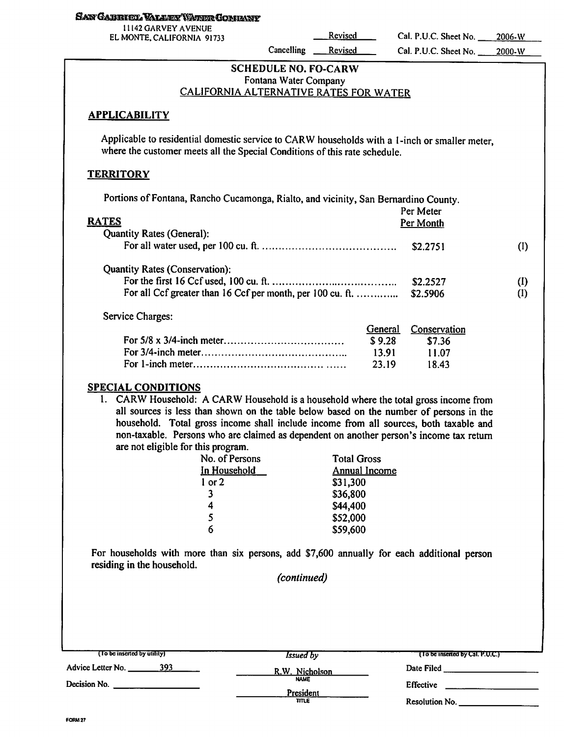SAN GABRIEL VALLEY WATER COMPANY
11142 GARVEY AVENUE
EL MONTE, CALIFORNIA 91733

Revised Cal. P.U.C. Sheet No. 2006-W
Cancelling Revised Cal. P.U.C. Sheet No. 2000-W

## SCHEDULE NO. FO-CARW
Fontana Water Company
CALIFORNIA ALTERNATIVE RATES FOR WATER

### APPLICABILITY

Applicable to residential domestic service to CARW households with a 1-inch or smaller meter, where the customer meets all the Special Conditions of this rate schedule.

### TERRITORY

Portions of Fontana, Rancho Cucamonga, Rialto, and vicinity, San Bernardino County.

### RATES

| | Per Meter Per Month | |
|---|---|---|
| Quantity Rates (General): | | |
| For all water used, per 100 cu. ft. | $2.2751 | (I) |
| Quantity Rates (Conservation): | | |
| For the first 16 Ccf used, 100 cu. ft. | $2.2527 | (I) |
| For all Ccf greater than 16 Ccf per month, per 100 cu. ft. | $2.5906 | (I) |

Service Charges:

| | General | Conservation |
|---|---|---|
| For 5/8 x 3/4-inch meter | $ 9.28 | $7.36 |
| For 3/4-inch meter | 13.91 | 11.07 |
| For 1-inch meter | 23.19 | 18.43 |

### SPECIAL CONDITIONS

1. CARW Household: A CARW Household is a household where the total gross income from all sources is less than shown on the table below based on the number of persons in the household. Total gross income shall include income from all sources, both taxable and non-taxable. Persons who are claimed as dependent on another person's income tax return are not eligible for this program.

| No. of Persons In Household | Total Gross Annual Income |
|---|---|
| 1 or 2 | $31,300 |
| 3 | $36,800 |
| 4 | $44,400 |
| 5 | $52,000 |
| 6 | $59,600 |

For households with more than six persons, add $7,600 annually for each additional person residing in the household.

*(continued)*

(To be inserted by utility)
Advice Letter No. 393
Decision No.

*Issued by*
R.W. Nicholson
NAME
President
TITLE

(To be inserted by Cal. P.U.C.)
Date Filed
Effective
Resolution No.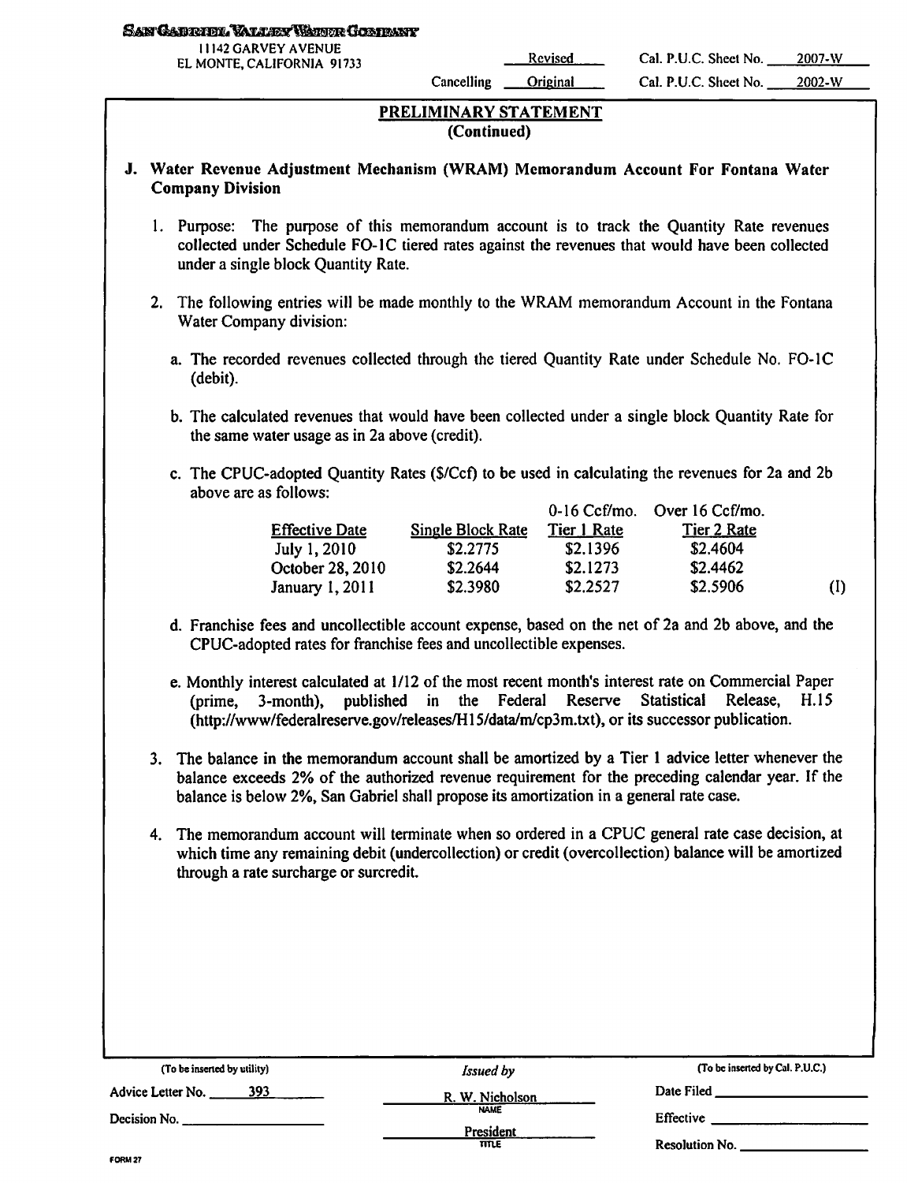SAN GABRIEL VALLEY WATER COMPANY
11142 GARVEY AVENUE
EL MONTE, CALIFORNIA 91733

| | | |
|---|---|---|
| Revised | Cal. P.U.C. Sheet No. | 2007-W |
| Cancelling Original | Cal. P.U.C. Sheet No. | 2002-W |

## PRELIMINARY STATEMENT
**(Continued)**

### J. Water Revenue Adjustment Mechanism (WRAM) Memorandum Account For Fontana Water Company Division

1. Purpose: The purpose of this memorandum account is to track the Quantity Rate revenues collected under Schedule FO-1C tiered rates against the revenues that would have been collected under a single block Quantity Rate.

2. The following entries will be made monthly to the WRAM memorandum Account in the Fontana Water Company division:

   a. The recorded revenues collected through the tiered Quantity Rate under Schedule No. FO-1C (debit).

   b. The calculated revenues that would have been collected under a single block Quantity Rate for the same water usage as in 2a above (credit).

   c. The CPUC-adopted Quantity Rates ($/Ccf) to be used in calculating the revenues for 2a and 2b above are as follows:

| Effective Date | Single Block Rate | 0-16 Ccf/mo. Tier 1 Rate | Over 16 Ccf/mo. Tier 2 Rate | |
|---|---|---|---|---|
| July 1, 2010 | $2.2775 | $2.1396 | $2.4604 | |
| October 28, 2010 | $2.2644 | $2.1273 | $2.4462 | |
| January 1, 2011 | $2.3980 | $2.2527 | $2.5906 | (I) |

   d. Franchise fees and uncollectible account expense, based on the net of 2a and 2b above, and the CPUC-adopted rates for franchise fees and uncollectible expenses.

   e. Monthly interest calculated at 1/12 of the most recent month's interest rate on Commercial Paper (prime, 3-month), published in the Federal Reserve Statistical Release, H.15 (http://www/federalreserve.gov/releases/H15/data/m/cp3m.txt), or its successor publication.

3. The balance in the memorandum account shall be amortized by a Tier 1 advice letter whenever the balance exceeds 2% of the authorized revenue requirement for the preceding calendar year. If the balance is below 2%, San Gabriel shall propose its amortization in a general rate case.

4. The memorandum account will terminate when so ordered in a CPUC general rate case decision, at which time any remaining debit (undercollection) or credit (overcollection) balance will be amortized through a rate surcharge or surcredit.

| (To be inserted by utility) | Issued by | (To be inserted by Cal. P.U.C.) |
|---|---|---|
| Advice Letter No. 393 | R. W. Nicholson<br>NAME | Date Filed |
| Decision No. | President<br>TITLE | Effective |
| | | Resolution No. |

FORM 27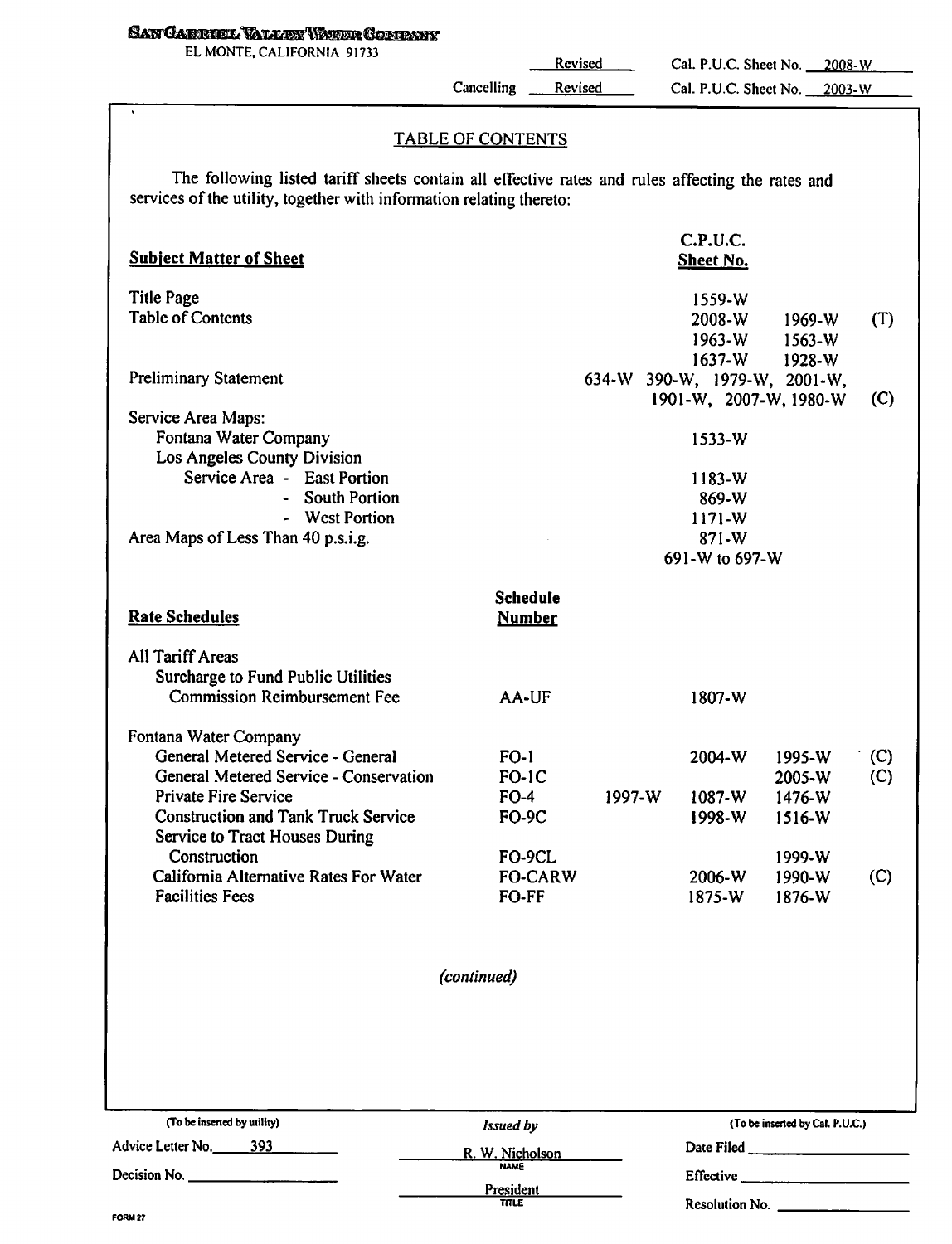SAN GABRIEL VALLEY WATER COMPANY
EL MONTE, CALIFORNIA 91733

| | | |
|---|---|---|
| | Revised | Cal. P.U.C. Sheet No. 2008-W |
| Cancelling | Revised | Cal. P.U.C. Sheet No. 2003-W |

## TABLE OF CONTENTS

The following listed tariff sheets contain all effective rates and rules affecting the rates and services of the utility, together with information relating thereto:

| **Subject Matter of Sheet** | | **C.P.U.C. Sheet No.** | | |
|---|---|---|---|---|
| Title Page | | 1559-W | | |
| Table of Contents | | 2008-W | 1969-W | (T) |
| | | 1963-W | 1563-W | |
| | | 1637-W | 1928-W | |
| Preliminary Statement | 634-W | 390-W, 1979-W, 2001-W, 1901-W, 2007-W, 1980-W | | (C) |
| Service Area Maps: | | | | |
| Fontana Water Company | | 1533-W | | |
| Los Angeles County Division | | | | |
| Service Area - East Portion | | 1183-W | | |
| - South Portion | | 869-W | | |
| - West Portion | | 1171-W | | |
| Area Maps of Less Than 40 p.s.i.g. | | 871-W | | |
| | | 691-W to 697-W | | |

| **Rate Schedules** | **Schedule Number** | | | | |
|---|---|---|---|---|---|
| All Tariff Areas | | | | | |
| Surcharge to Fund Public Utilities Commission Reimbursement Fee | AA-UF | | 1807-W | | |
| Fontana Water Company | | | | | |
| General Metered Service - General | FO-1 | | 2004-W | 1995-W | (C) |
| General Metered Service - Conservation | FO-1C | | | 2005-W | (C) |
| Private Fire Service | FO-4 | 1997-W | 1087-W | 1476-W | |
| Construction and Tank Truck Service | FO-9C | | 1998-W | 1516-W | |
| Service to Tract Houses During Construction | FO-9CL | | | 1999-W | |
| California Alternative Rates For Water | FO-CARW | | 2006-W | 1990-W | (C) |
| Facilities Fees | FO-FF | | 1875-W | 1876-W | |

*(continued)*

| (To be inserted by utility) | Issued by | (To be inserted by Cal. P.U.C.) |
|---|---|---|
| Advice Letter No. 393 | R. W. Nicholson<br>NAME | Date Filed |
| Decision No. | President<br>TITLE | Effective |
| | | Resolution No. |

FORM 27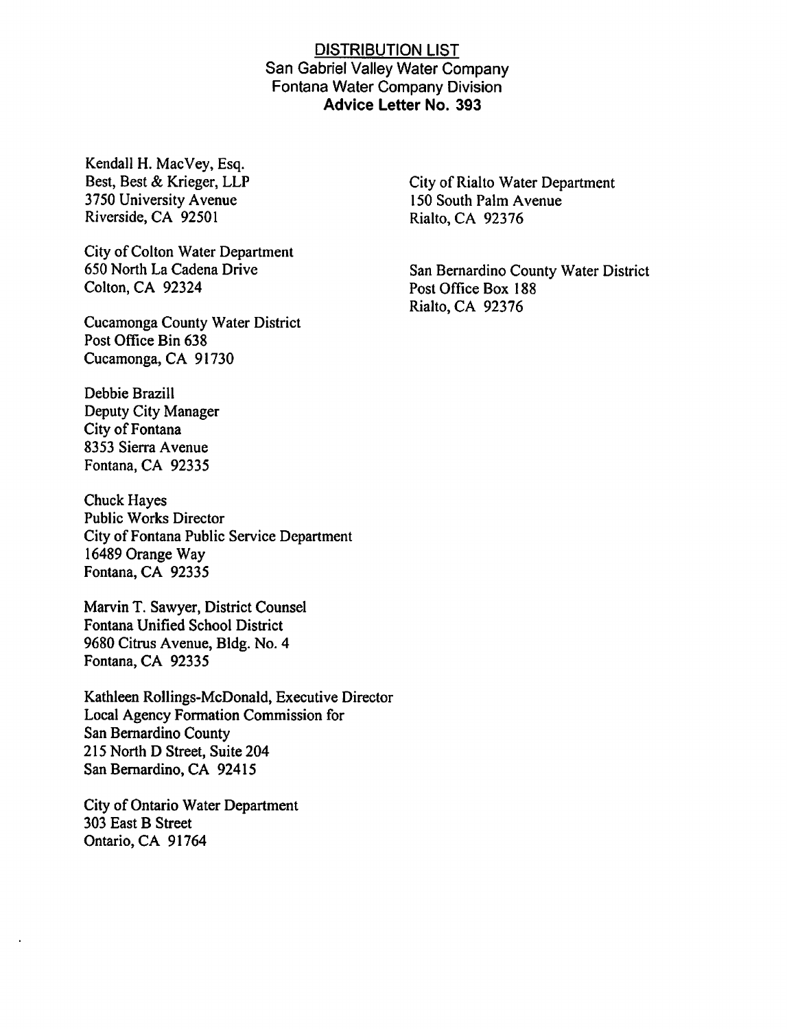# DISTRIBUTION LIST

San Gabriel Valley Water Company
Fontana Water Company Division
**Advice Letter No. 393**

Kendall H. MacVey, Esq.
Best, Best & Krieger, LLP
3750 University Avenue
Riverside, CA 92501

City of Colton Water Department
650 North La Cadena Drive
Colton, CA 92324

Cucamonga County Water District
Post Office Bin 638
Cucamonga, CA 91730

Debbie Brazill
Deputy City Manager
City of Fontana
8353 Sierra Avenue
Fontana, CA 92335

Chuck Hayes
Public Works Director
City of Fontana Public Service Department
16489 Orange Way
Fontana, CA 92335

Marvin T. Sawyer, District Counsel
Fontana Unified School District
9680 Citrus Avenue, Bldg. No. 4
Fontana, CA 92335

Kathleen Rollings-McDonald, Executive Director
Local Agency Formation Commission for
San Bernardino County
215 North D Street, Suite 204
San Bernardino, CA 92415

City of Ontario Water Department
303 East B Street
Ontario, CA 91764

City of Rialto Water Department
150 South Palm Avenue
Rialto, CA 92376

San Bernardino County Water District
Post Office Box 188
Rialto, CA 92376